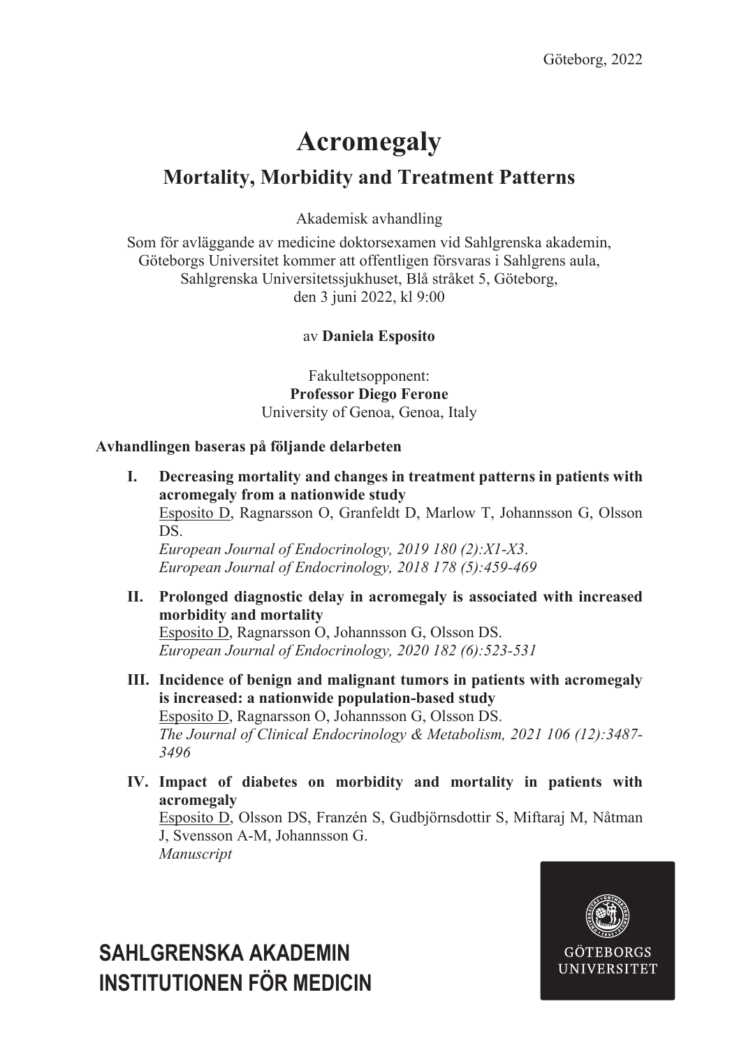Göteborg, 2022

# Acromegaly

## Mortality, Morbidity and Treatment Patterns

Akademisk avhandling

Som för avläggande av medicine doktorsexamen vid Sahlgrenska akademin, Göteborgs Universitet kommer att offentligen försvaras i Sahlgrens aula, Sahlgrenska Universitetssjukhuset, Blå stråket 5, Göteborg, den 3 juni 2022, kl 9:00

av **Daniela Esposito**

Fakultetsopponent:
**Professor Diego Ferone**
University of Genoa, Genoa, Italy

**Avhandlingen baseras på följande delarbeten**

**I. Decreasing mortality and changes in treatment patterns in patients with acromegaly from a nationwide study**
Esposito D, Ragnarsson O, Granfeldt D, Marlow T, Johannsson G, Olsson DS.
*European Journal of Endocrinology, 2019 180 (2):X1-X3.*
*European Journal of Endocrinology, 2018 178 (5):459-469*

**II. Prolonged diagnostic delay in acromegaly is associated with increased morbidity and mortality**
Esposito D, Ragnarsson O, Johannsson G, Olsson DS.
*European Journal of Endocrinology, 2020 182 (6):523-531*

**III. Incidence of benign and malignant tumors in patients with acromegaly is increased: a nationwide population-based study**
Esposito D, Ragnarsson O, Johannsson G, Olsson DS.
*The Journal of Clinical Endocrinology & Metabolism, 2021 106 (12):3487-3496*

**IV. Impact of diabetes on morbidity and mortality in patients with acromegaly**
Esposito D, Olsson DS, Franzén S, Gudbjörnsdottir S, Miftaraj M, Nåtman J, Svensson A-M, Johannsson G.
*Manuscript*

**SAHLGRENSKA AKADEMIN**
**INSTITUTIONEN FÖR MEDICIN**

GÖTEBORGS UNIVERSITET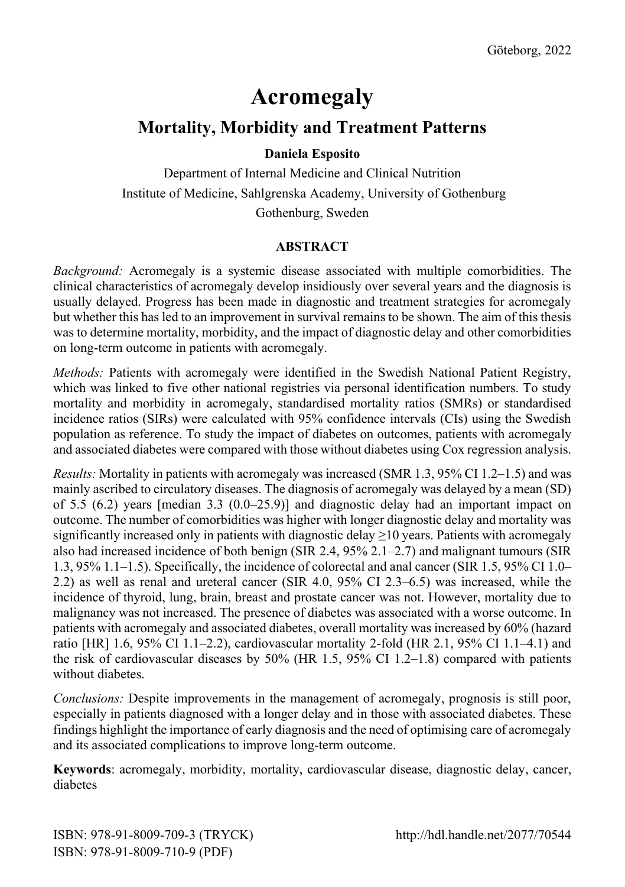Göteborg, 2022

# Acromegaly

## Mortality, Morbidity and Treatment Patterns

**Daniela Esposito**

Department of Internal Medicine and Clinical Nutrition

Institute of Medicine, Sahlgrenska Academy, University of Gothenburg

Gothenburg, Sweden

### ABSTRACT

*Background:* Acromegaly is a systemic disease associated with multiple comorbidities. The clinical characteristics of acromegaly develop insidiously over several years and the diagnosis is usually delayed. Progress has been made in diagnostic and treatment strategies for acromegaly but whether this has led to an improvement in survival remains to be shown. The aim of this thesis was to determine mortality, morbidity, and the impact of diagnostic delay and other comorbidities on long-term outcome in patients with acromegaly.

*Methods:* Patients with acromegaly were identified in the Swedish National Patient Registry, which was linked to five other national registries via personal identification numbers. To study mortality and morbidity in acromegaly, standardised mortality ratios (SMRs) or standardised incidence ratios (SIRs) were calculated with 95% confidence intervals (CIs) using the Swedish population as reference. To study the impact of diabetes on outcomes, patients with acromegaly and associated diabetes were compared with those without diabetes using Cox regression analysis.

*Results:* Mortality in patients with acromegaly was increased (SMR 1.3, 95% CI 1.2–1.5) and was mainly ascribed to circulatory diseases. The diagnosis of acromegaly was delayed by a mean (SD) of 5.5 (6.2) years [median 3.3 (0.0–25.9)] and diagnostic delay had an important impact on outcome. The number of comorbidities was higher with longer diagnostic delay and mortality was significantly increased only in patients with diagnostic delay $\geq$10 years. Patients with acromegaly also had increased incidence of both benign (SIR 2.4, 95% 2.1–2.7) and malignant tumours (SIR 1.3, 95% 1.1–1.5). Specifically, the incidence of colorectal and anal cancer (SIR 1.5, 95% CI 1.0–2.2) as well as renal and ureteral cancer (SIR 4.0, 95% CI 2.3–6.5) was increased, while the incidence of thyroid, lung, brain, breast and prostate cancer was not. However, mortality due to malignancy was not increased. The presence of diabetes was associated with a worse outcome. In patients with acromegaly and associated diabetes, overall mortality was increased by 60% (hazard ratio [HR] 1.6, 95% CI 1.1–2.2), cardiovascular mortality 2-fold (HR 2.1, 95% CI 1.1–4.1) and the risk of cardiovascular diseases by 50% (HR 1.5, 95% CI 1.2–1.8) compared with patients without diabetes.

*Conclusions:* Despite improvements in the management of acromegaly, prognosis is still poor, especially in patients diagnosed with a longer delay and in those with associated diabetes. These findings highlight the importance of early diagnosis and the need of optimising care of acromegaly and its associated complications to improve long-term outcome.

**Keywords**: acromegaly, morbidity, mortality, cardiovascular disease, diagnostic delay, cancer, diabetes

ISBN: 978-91-8009-709-3 (TRYCK)

ISBN: 978-91-8009-710-9 (PDF)

http://hdl.handle.net/2077/70544